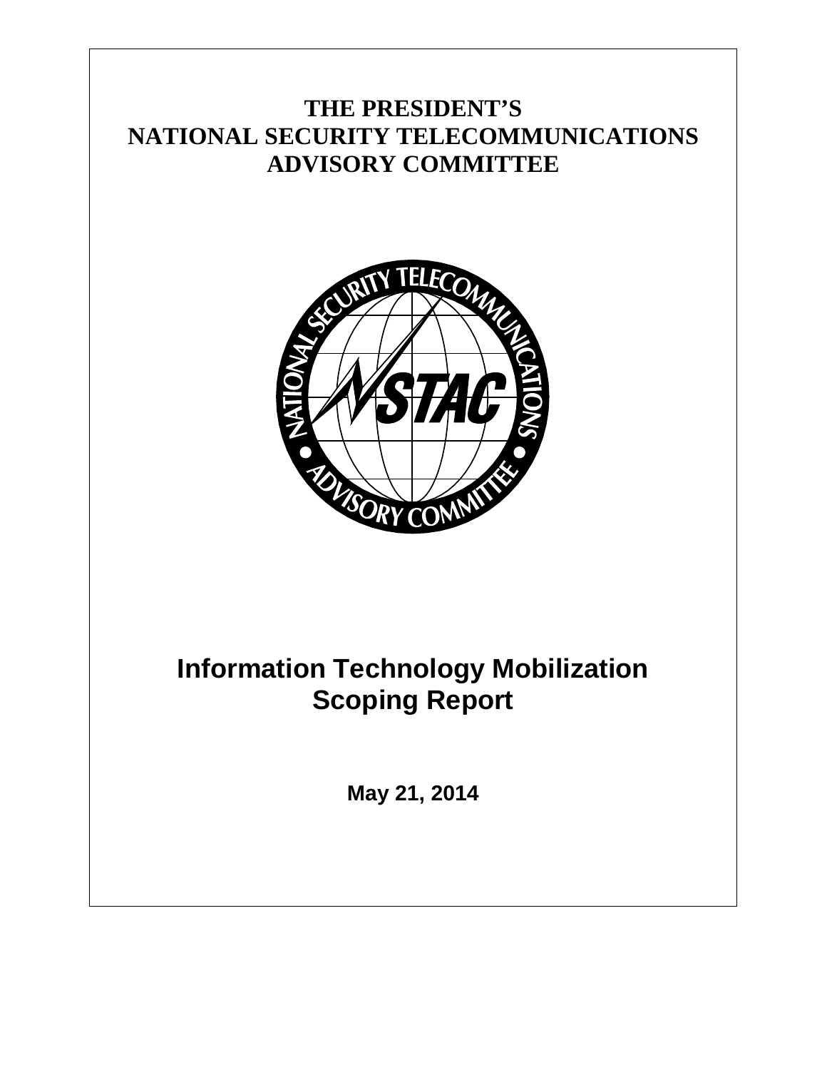# THE PRESIDENT'S NATIONAL SECURITY TELECOMMUNICATIONS ADVISORY COMMITTEE

# Information Technology Mobilization Scoping Report

**May 21, 2014**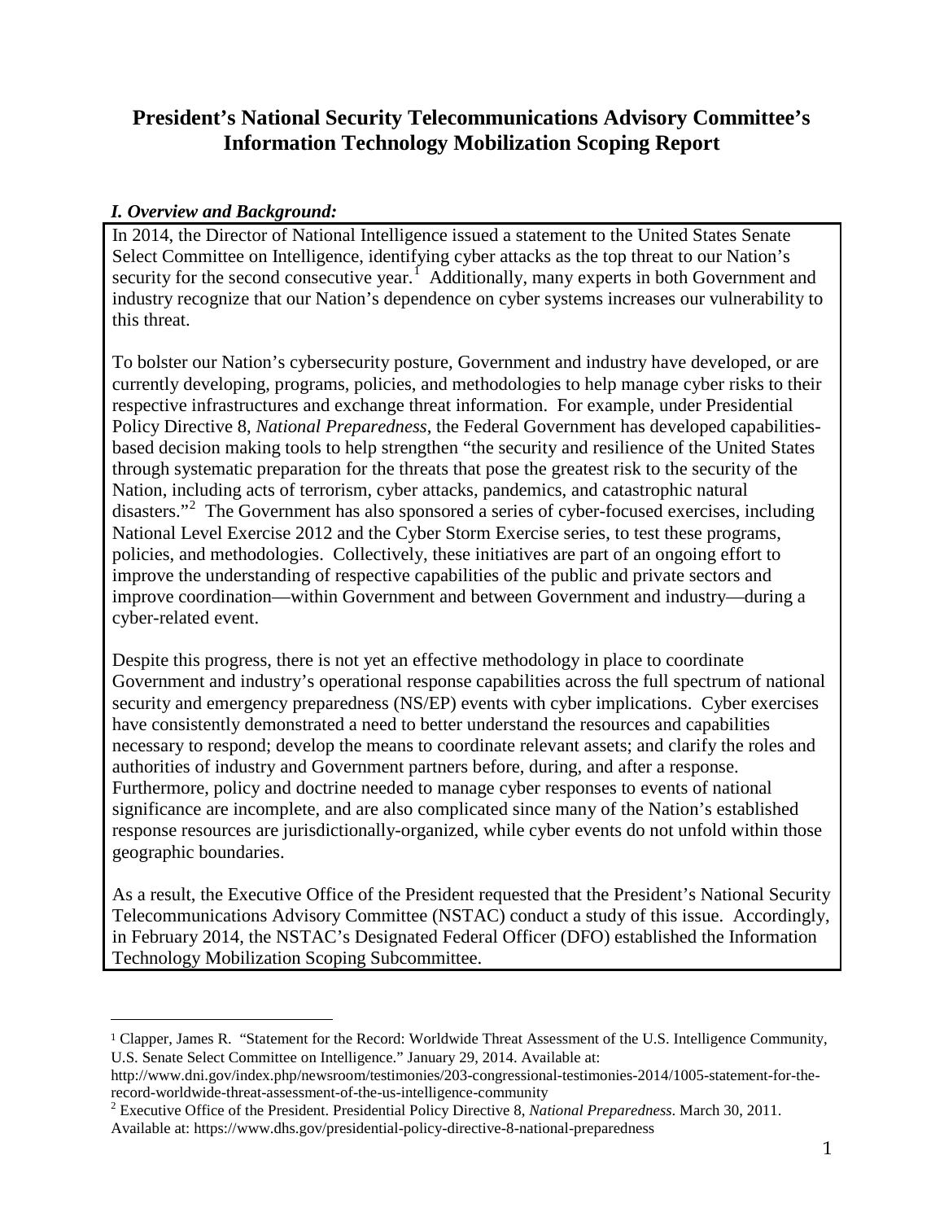# President's National Security Telecommunications Advisory Committee's Information Technology Mobilization Scoping Report

## *I. Overview and Background:*

In 2014, the Director of National Intelligence issued a statement to the United States Senate Select Committee on Intelligence, identifying cyber attacks as the top threat to our Nation's security for the second consecutive year.[1] Additionally, many experts in both Government and industry recognize that our Nation's dependence on cyber systems increases our vulnerability to this threat.

To bolster our Nation's cybersecurity posture, Government and industry have developed, or are currently developing, programs, policies, and methodologies to help manage cyber risks to their respective infrastructures and exchange threat information. For example, under Presidential Policy Directive 8, *National Preparedness*, the Federal Government has developed capabilities-based decision making tools to help strengthen "the security and resilience of the United States through systematic preparation for the threats that pose the greatest risk to the security of the Nation, including acts of terrorism, cyber attacks, pandemics, and catastrophic natural disasters."[2] The Government has also sponsored a series of cyber-focused exercises, including National Level Exercise 2012 and the Cyber Storm Exercise series, to test these programs, policies, and methodologies. Collectively, these initiatives are part of an ongoing effort to improve the understanding of respective capabilities of the public and private sectors and improve coordination—within Government and between Government and industry—during a cyber-related event.

Despite this progress, there is not yet an effective methodology in place to coordinate Government and industry's operational response capabilities across the full spectrum of national security and emergency preparedness (NS/EP) events with cyber implications. Cyber exercises have consistently demonstrated a need to better understand the resources and capabilities necessary to respond; develop the means to coordinate relevant assets; and clarify the roles and authorities of industry and Government partners before, during, and after a response. Furthermore, policy and doctrine needed to manage cyber responses to events of national significance are incomplete, and are also complicated since many of the Nation's established response resources are jurisdictionally-organized, while cyber events do not unfold within those geographic boundaries.

As a result, the Executive Office of the President requested that the President's National Security Telecommunications Advisory Committee (NSTAC) conduct a study of this issue. Accordingly, in February 2014, the NSTAC's Designated Federal Officer (DFO) established the Information Technology Mobilization Scoping Subcommittee.

---

[1] Clapper, James R. "Statement for the Record: Worldwide Threat Assessment of the U.S. Intelligence Community, U.S. Senate Select Committee on Intelligence." January 29, 2014. Available at: http://www.dni.gov/index.php/newsroom/testimonies/203-congressional-testimonies-2014/1005-statement-for-the-record-worldwide-threat-assessment-of-the-us-intelligence-community

[2] Executive Office of the President. Presidential Policy Directive 8, *National Preparedness*. March 30, 2011. Available at: https://www.dhs.gov/presidential-policy-directive-8-national-preparedness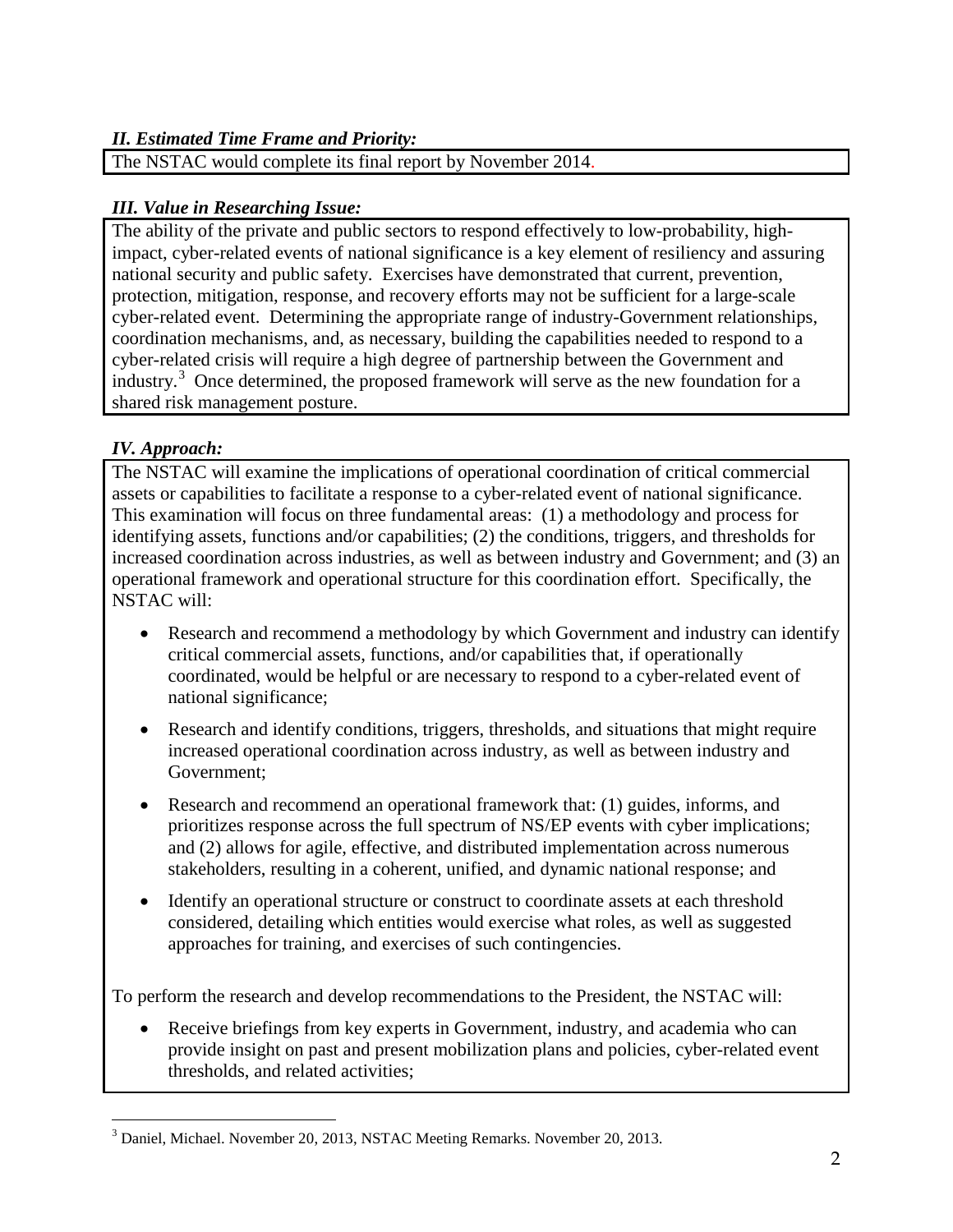### *II. Estimated Time Frame and Priority:*

The NSTAC would complete its final report by November 2014.

### *III. Value in Researching Issue:*

The ability of the private and public sectors to respond effectively to low-probability, high-impact, cyber-related events of national significance is a key element of resiliency and assuring national security and public safety. Exercises have demonstrated that current, prevention, protection, mitigation, response, and recovery efforts may not be sufficient for a large-scale cyber-related event. Determining the appropriate range of industry-Government relationships, coordination mechanisms, and, as necessary, building the capabilities needed to respond to a cyber-related crisis will require a high degree of partnership between the Government and industry.[3] Once determined, the proposed framework will serve as the new foundation for a shared risk management posture.

### *IV. Approach:*

The NSTAC will examine the implications of operational coordination of critical commercial assets or capabilities to facilitate a response to a cyber-related event of national significance. This examination will focus on three fundamental areas: (1) a methodology and process for identifying assets, functions and/or capabilities; (2) the conditions, triggers, and thresholds for increased coordination across industries, as well as between industry and Government; and (3) an operational framework and operational structure for this coordination effort. Specifically, the NSTAC will:

- Research and recommend a methodology by which Government and industry can identify critical commercial assets, functions, and/or capabilities that, if operationally coordinated, would be helpful or are necessary to respond to a cyber-related event of national significance;
- Research and identify conditions, triggers, thresholds, and situations that might require increased operational coordination across industry, as well as between industry and Government;
- Research and recommend an operational framework that: (1) guides, informs, and prioritizes response across the full spectrum of NS/EP events with cyber implications; and (2) allows for agile, effective, and distributed implementation across numerous stakeholders, resulting in a coherent, unified, and dynamic national response; and
- Identify an operational structure or construct to coordinate assets at each threshold considered, detailing which entities would exercise what roles, as well as suggested approaches for training, and exercises of such contingencies.

To perform the research and develop recommendations to the President, the NSTAC will:

- Receive briefings from key experts in Government, industry, and academia who can provide insight on past and present mobilization plans and policies, cyber-related event thresholds, and related activities;

---

[3] Daniel, Michael. November 20, 2013, NSTAC Meeting Remarks. November 20, 2013.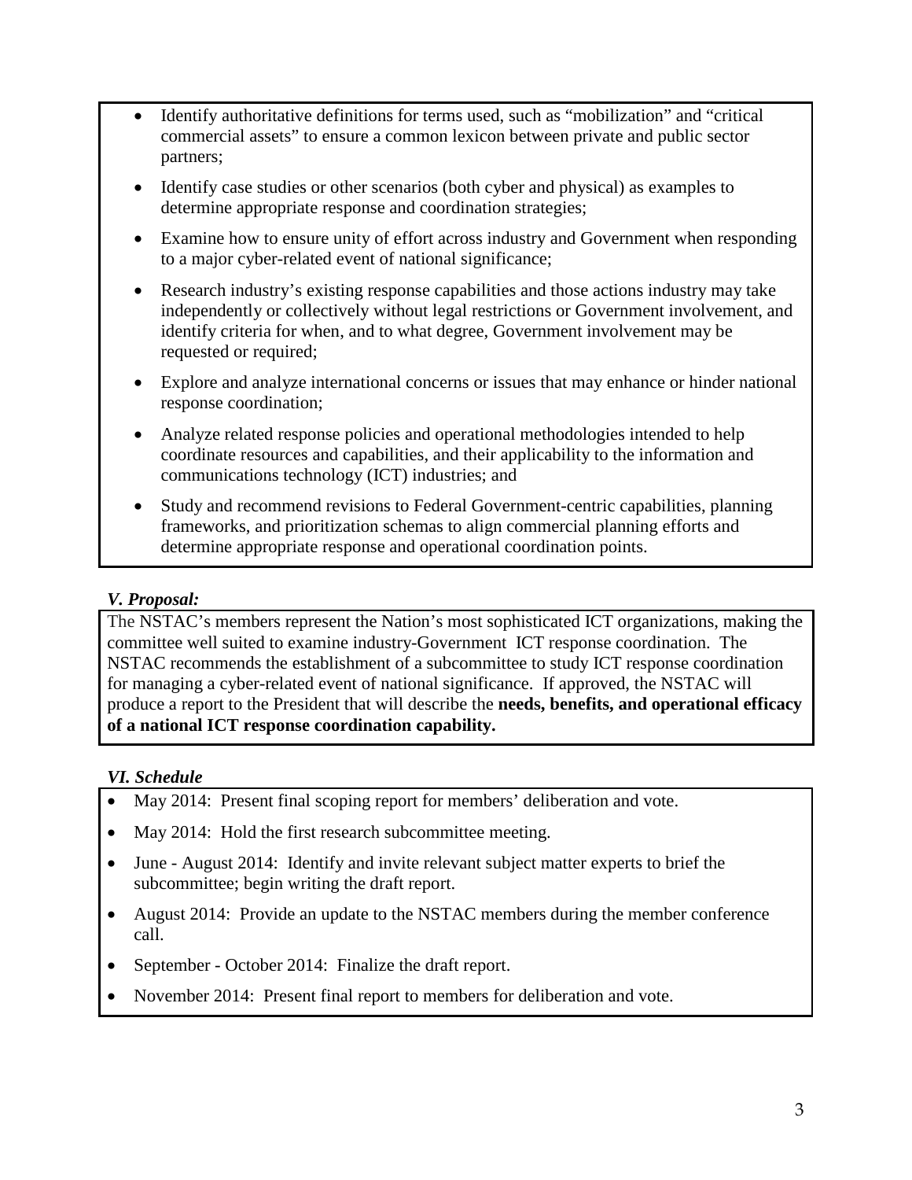- Identify authoritative definitions for terms used, such as "mobilization" and "critical commercial assets" to ensure a common lexicon between private and public sector partners;
- Identify case studies or other scenarios (both cyber and physical) as examples to determine appropriate response and coordination strategies;
- Examine how to ensure unity of effort across industry and Government when responding to a major cyber-related event of national significance;
- Research industry's existing response capabilities and those actions industry may take independently or collectively without legal restrictions or Government involvement, and identify criteria for when, and to what degree, Government involvement may be requested or required;
- Explore and analyze international concerns or issues that may enhance or hinder national response coordination;
- Analyze related response policies and operational methodologies intended to help coordinate resources and capabilities, and their applicability to the information and communications technology (ICT) industries; and
- Study and recommend revisions to Federal Government-centric capabilities, planning frameworks, and prioritization schemas to align commercial planning efforts and determine appropriate response and operational coordination points.

### *V. Proposal:*

The NSTAC's members represent the Nation's most sophisticated ICT organizations, making the committee well suited to examine industry-Government ICT response coordination. The NSTAC recommends the establishment of a subcommittee to study ICT response coordination for managing a cyber-related event of national significance. If approved, the NSTAC will produce a report to the President that will describe the **needs, benefits, and operational efficacy of a national ICT response coordination capability.**

### *VI. Schedule*

- May 2014: Present final scoping report for members' deliberation and vote.
- May 2014: Hold the first research subcommittee meeting.
- June - August 2014: Identify and invite relevant subject matter experts to brief the subcommittee; begin writing the draft report.
- August 2014: Provide an update to the NSTAC members during the member conference call.
- September - October 2014: Finalize the draft report.
- November 2014: Present final report to members for deliberation and vote.